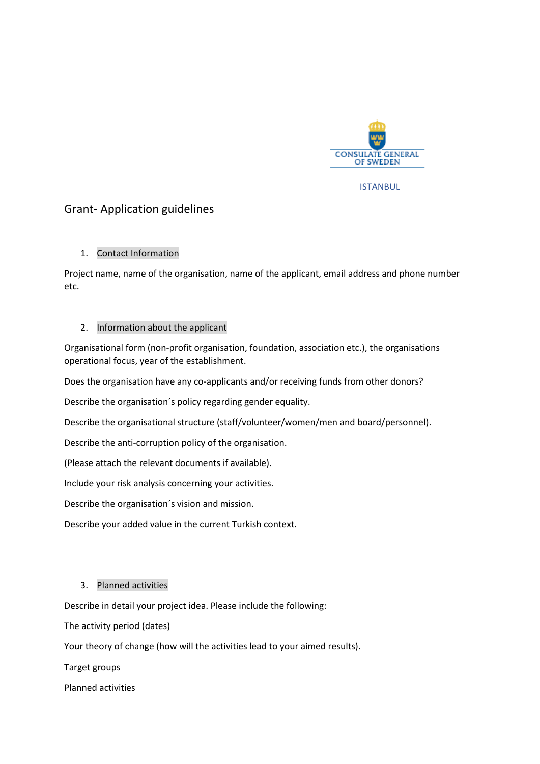CONSULATE GENERAL OF SWEDEN

ISTANBUL

# Grant- Application guidelines

## 1. Contact Information

Project name, name of the organisation, name of the applicant, email address and phone number etc.

## 2. Information about the applicant

Organisational form (non-profit organisation, foundation, association etc.), the organisations operational focus, year of the establishment.

Does the organisation have any co-applicants and/or receiving funds from other donors?

Describe the organisation´s policy regarding gender equality.

Describe the organisational structure (staff/volunteer/women/men and board/personnel).

Describe the anti-corruption policy of the organisation.

(Please attach the relevant documents if available).

Include your risk analysis concerning your activities.

Describe the organisation´s vision and mission.

Describe your added value in the current Turkish context.

## 3. Planned activities

Describe in detail your project idea. Please include the following:

The activity period (dates)

Your theory of change (how will the activities lead to your aimed results).

Target groups

Planned activities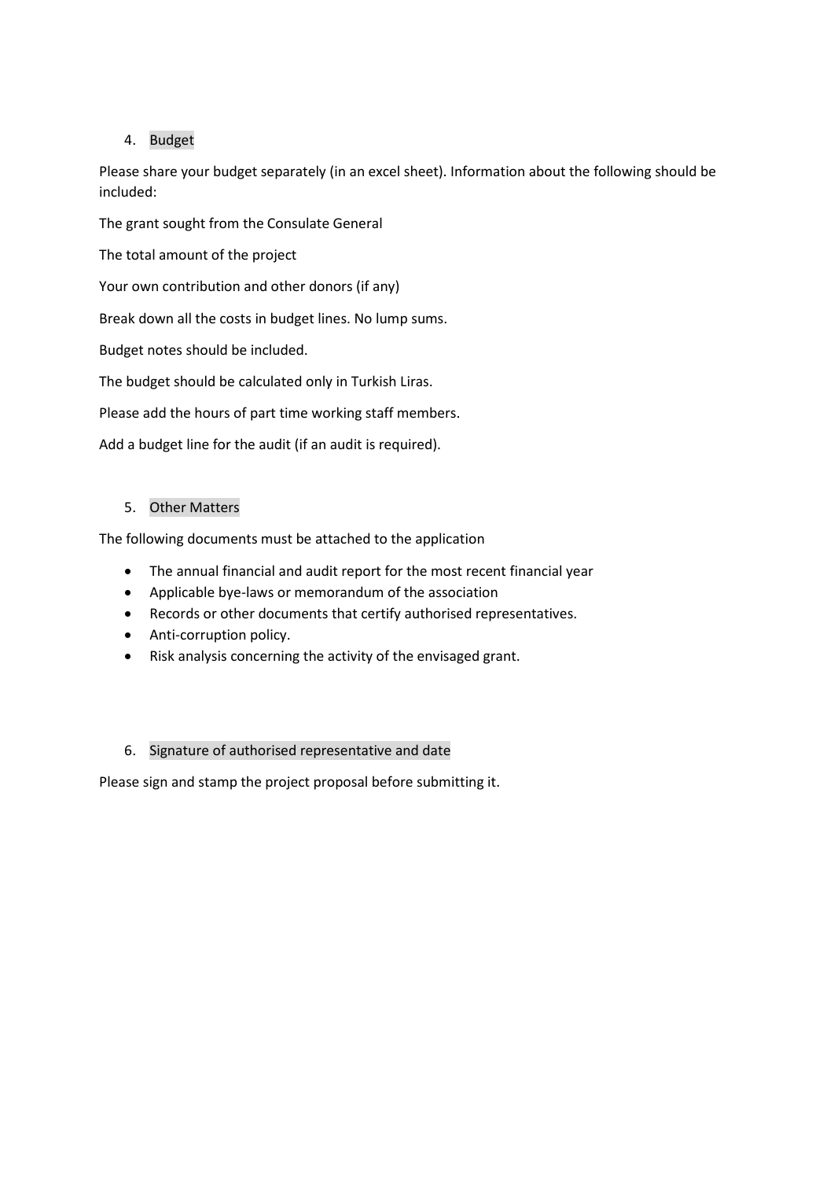## 4. Budget

Please share your budget separately (in an excel sheet). Information about the following should be included:

The grant sought from the Consulate General

The total amount of the project

Your own contribution and other donors (if any)

Break down all the costs in budget lines. No lump sums.

Budget notes should be included.

The budget should be calculated only in Turkish Liras.

Please add the hours of part time working staff members.

Add a budget line for the audit (if an audit is required).

## 5. Other Matters

The following documents must be attached to the application

- The annual financial and audit report for the most recent financial year
- Applicable bye-laws or memorandum of the association
- Records or other documents that certify authorised representatives.
- Anti-corruption policy.
- Risk analysis concerning the activity of the envisaged grant.

## 6. Signature of authorised representative and date

Please sign and stamp the project proposal before submitting it.